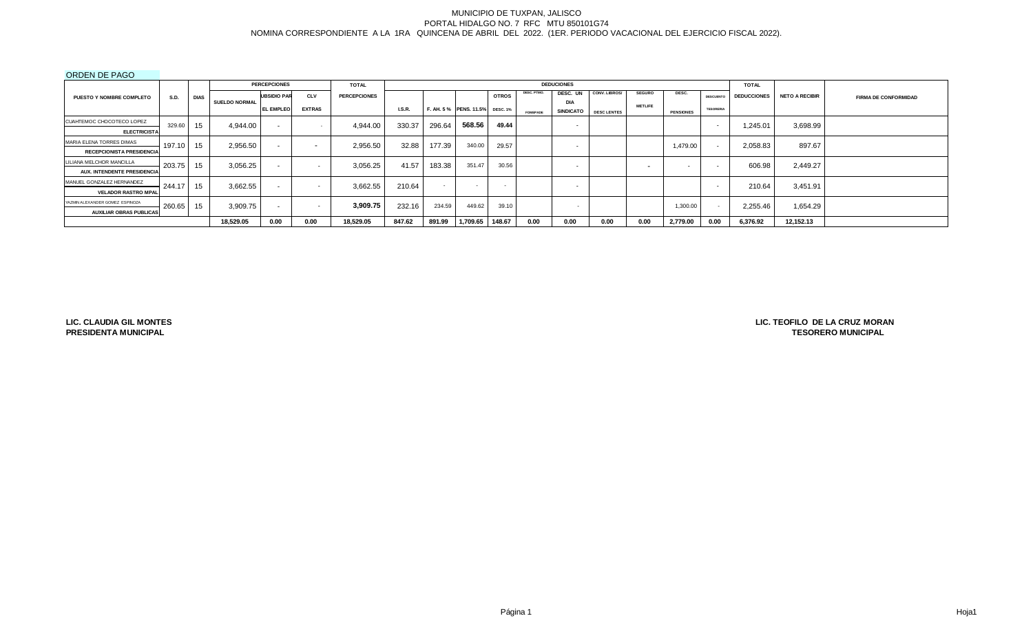MUNICIPIO DE TUXPAN, JALISCO
PORTAL HIDALGO NO. 7 RFC MTU 850101G74
NOMINA CORRESPONDIENTE A LA 1RA QUINCENA DE ABRIL DEL 2022. (1ER. PERIODO VACACIONAL DEL EJERCICIO FISCAL 2022).

ORDEN DE PAGO

| PUESTO Y NOMBRE COMPLETO | S.D. | DIAS | PERCEPCIONES | | | TOTAL | DEDUCCIONES | | | | | | | | | | TOTAL | NETO A RECIBIR | FIRMA DE CONFORMIDAD |
|---|---|---|---|---|---|---|---|---|---|---|---|---|---|---|---|---|---|---|---|
| | | | SUELDO NORMAL | UBSIDIO PAR EL EMPLEO | CLV EXTRAS | PERCEPCIONES | I.S.R. | F. AH. 5 % | PENS. 11.5% | OTROS DESC. 1% | DESC. PTMO. FONDPADE | DESC. UN DIA SINDICATO | CONV. LIBROS/ DESC LENTES | SEGURO METLIFE | DESC. PENSIONES | DESCUENTO TESORERIA | DEDUCCIONES | | |
| CUAHTEMOC CHOCOTECO LOPEZ ELECTRICISTA | 329.60 | 15 | 4,944.00 | - | - | 4,944.00 | 330.37 | 296.64 | 568.56 | 49.44 | | - | | | | - | 1,245.01 | 3,698.99 | |
| MARIA ELENA TORRES DIMAS RECEPCIONISTA PRESIDENCIA | 197.10 | 15 | 2,956.50 | - | - | 2,956.50 | 32.88 | 177.39 | 340.00 | 29.57 | | - | | | 1,479.00 | - | 2,058.83 | 897.67 | |
| LILIANA MELCHOR MANCILLA AUX. INTENDENTE PRESIDENCIA | 203.75 | 15 | 3,056.25 | - | - | 3,056.25 | 41.57 | 183.38 | 351.47 | 30.56 | | - | | - | - | - | 606.98 | 2,449.27 | |
| MANUEL GONZALEZ HERNANDEZ VELADOR RASTRO MPAL | 244.17 | 15 | 3,662.55 | - | - | 3,662.55 | 210.64 | - | - | - | | - | | | | - | 210.64 | 3,451.91 | |
| YAZMIN ALEXANDER GOMEZ ESPINOZA AUXILIAR OBRAS PUBLICAS | 260.65 | 15 | 3,909.75 | - | - | 3,909.75 | 232.16 | 234.59 | 449.62 | 39.10 | | - | | | 1,300.00 | - | 2,255.46 | 1,654.29 | |
| | | | 18,529.05 | 0.00 | 0.00 | 18,529.05 | 847.62 | 891.99 | 1,709.65 | 148.67 | 0.00 | 0.00 | 0.00 | 0.00 | 2,779.00 | 0.00 | 6,376.92 | 12,152.13 | |

**LIC. CLAUDIA GIL MONTES**
**PRESIDENTA MUNICIPAL**

**LIC. TEOFILO DE LA CRUZ MORAN**
**TESORERO MUNICIPAL**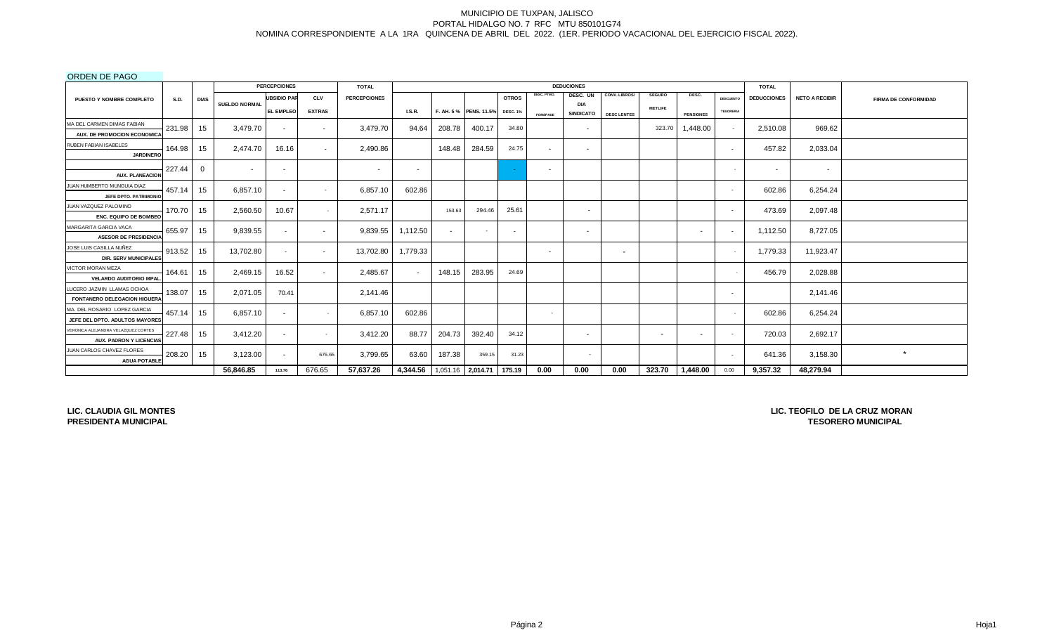MUNICIPIO DE TUXPAN, JALISCO
PORTAL HIDALGO NO. 7 RFC MTU 850101G74
NOMINA CORRESPONDIENTE A LA 1RA QUINCENA DE ABRIL DEL 2022. (1ER. PERIODO VACACIONAL DEL EJERCICIO FISCAL 2022).

ORDEN DE PAGO

| PUESTO Y NOMBRE COMPLETO | S.D. | DIAS | PERCEPCIONES SUELDO NORMAL | SUBSIDIO PAR EL EMPLEO | CLV EXTRAS | TOTAL PERCEPCIONES | DEDUCIONES I.S.R. | F. AH. 5 % | PENS. 11.5% | OTROS DESC. 1% | DESC. PTMO. FOMEPADE | DESC. UN DIA SINDICATO | CONV. LIBROS/ DESC LENTES | SEGURO METLIFE | DESC. PENSIONES | DESCUENTO TESORERIA | TOTAL DEDUCCIONES | NETO A RECIBIR | FIRMA DE CONFORMIDAD |
|---|---|---|---|---|---|---|---|---|---|---|---|---|---|---|---|---|---|---|---|
| MA DEL CARMEN DIMAS FABIAN AUX. DE PROMOCION ECONOMICA | 231.98 | 15 | 3,479.70 | - | - | 3,479.70 | 94.64 | 208.78 | 400.17 | 34.80 | | - | | 323.70 | 1,448.00 | - | 2,510.08 | 969.62 | |
| RUBEN FABIAN ISABELES JARDINERO | 164.98 | 15 | 2,474.70 | 16.16 | - | 2,490.86 | | 148.48 | 284.59 | 24.75 | - | - | | | | - | 457.82 | 2,033.04 | |
| AUX. PLANEACION | 227.44 | 0 | - | - | | - | - | | | - | - | | | | | - | - | - | |
| JUAN HUMBERTO MUNGUIA DIAZ JEFE DPTO. PATRIMONIO | 457.14 | 15 | 6,857.10 | - | - | 6,857.10 | 602.86 | | | | | | | | | - | 602.86 | 6,254.24 | |
| JUAN VAZQUEZ PALOMINO ENC. EQUIPO DE BOMBEO | 170.70 | 15 | 2,560.50 | 10.67 | - | 2,571.17 | | 153.63 | 294.46 | 25.61 | | - | | | | - | 473.69 | 2,097.48 | |
| MARGARITA GARCIA VACA ASESOR DE PRESIDENCIA | 655.97 | 15 | 9,839.55 | - | - | 9,839.55 | 1,112.50 | - | - | - | | - | | | - | - | 1,112.50 | 8,727.05 | |
| JOSE LUIS CASILLA NUÑEZ DIR. SERV MUNICIPALES | 913.52 | 15 | 13,702.80 | - | - | 13,702.80 | 1,779.33 | | | | - | | - | | | - | 1,779.33 | 11,923.47 | |
| VICTOR MORAN MEZA VELARDO AUDITORIO MPAL. | 164.61 | 15 | 2,469.15 | 16.52 | - | 2,485.67 | - | 148.15 | 283.95 | 24.69 | | | | | | - | 456.79 | 2,028.88 | |
| LUCERO JAZMIN LLAMAS OCHOA FONTANERO DELEGACION HIGUERA | 138.07 | 15 | 2,071.05 | 70.41 | | 2,141.46 | | | | | | | | | | - | | 2,141.46 | |
| MA. DEL ROSARIO LOPEZ GARCIA JEFE DEL DPTO. ADULTOS MAYORES | 457.14 | 15 | 6,857.10 | - | - | 6,857.10 | 602.86 | | | | - | | | | | - | 602.86 | 6,254.24 | |
| VERONICA ALEJANDRA VELAZQUEZ CORTES AUX. PADRON Y LICENCIAS | 227.48 | 15 | 3,412.20 | - | - | 3,412.20 | 88.77 | 204.73 | 392.40 | 34.12 | | - | | - | - | - | 720.03 | 2,692.17 | |
| JUAN CARLOS CHAVEZ FLORES AGUA POTABLE | 208.20 | 15 | 3,123.00 | - | 676.65 | 3,799.65 | 63.60 | 187.38 | 359.15 | 31.23 | | - | | | | - | 641.36 | 3,158.30 | * |
| | | | 56,846.85 | 113.76 | 676.65 | 57,637.26 | 4,344.56 | 1,051.16 | 2,014.71 | 175.19 | 0.00 | 0.00 | 0.00 | 323.70 | 1,448.00 | 0.00 | 9,357.32 | 48,279.94 | |

**LIC. CLAUDIA GIL MONTES**
**PRESIDENTA MUNICIPAL**

**LIC. TEOFILO DE LA CRUZ MORAN**
**TESORERO MUNICIPAL**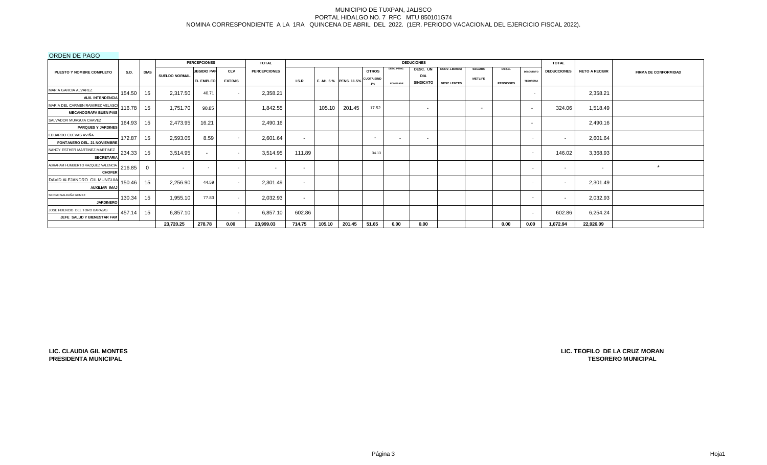MUNICIPIO DE TUXPAN, JALISCO
PORTAL HIDALGO NO. 7 RFC MTU 850101G74
NOMINA CORRESPONDIENTE A LA 1RA QUINCENA DE ABRIL DEL 2022. (1ER. PERIODO VACACIONAL DEL EJERCICIO FISCAL 2022).

ORDEN DE PAGO

| PUESTO Y NOMBRE COMPLETO | S.D. | DIAS | PERCEPCIONES | | | TOTAL | DEDUCIONES | | | | | | | | | | | TOTAL | NETO A RECIBIR | FIRMA DE CONFORMIDAD |
|---|---|---|---|---|---|---|---|---|---|---|---|---|---|---|---|---|---|---|---|---|
| | | | SUELDO NORMAL | SUBSIDIO PARA EL EMPLEO | CLV EXTRAS | PERCEPCIONES | I.S.R. | F. AH. 5 % | PENS. 11.5% | OTROS CUOTA SIND 1% | DESC. PTMO. FONDAPADE | DESC. UN DIA SINDICATO | CONV. LIBROS/ DESC LENTES | SEGURO METLIFE | DESC. PENSIONES | DESCUENTO TESORERIA | DEDUCCIONES | | |
| MARIA GARCIA ALVAREZ<br>AUX. INTENDENCIA | 154.50 | 15 | 2,317.50 | 40.71 | - | 2,358.21 | | | | | | | | | | - | | 2,358.21 | |
| MARIA DEL CARMEN RAMIREZ VELASCO<br>MECANOGRAFA BUEN PAIS | 116.78 | 15 | 1,751.70 | 90.85 | | 1,842.55 | | 105.10 | 201.45 | 17.52 | | - | | - | | - | 324.06 | 1,518.49 | |
| SALVADOR MURGUIA CHAVEZ<br>PARQUES Y JARDINES | 164.93 | 15 | 2,473.95 | 16.21 | | 2,490.16 | | | | | | | | | | - | | 2,490.16 | |
| EDUARDO CUEVAS AVIÑA<br>FONTANERO DEL. 21 NOVIEMBRE | 172.87 | 15 | 2,593.05 | 8.59 | - | 2,601.64 | - | | | - | - | - | | | | - | - | 2,601.64 | |
| NANCY ESTHER MARTINEZ MARTINEZ<br>SECRETARIA | 234.33 | 15 | 3,514.95 | - | - | 3,514.95 | 111.89 | | | 34.13 | | | | | | - | 146.02 | 3,368.93 | |
| ABRAHAM HUMBERTO VAZQUEZ VALENCIA<br>CHOFER | 216.85 | 0 | - | - | - | - | - | | | | | | | | | - | - | - | * |
| DAVID ALEJANDRO GIL MUNGUIA<br>AUXILIAR IMAJ | 150.46 | 15 | 2,256.90 | 44.59 | - | 2,301.49 | - | | | | | | | | | - | - | 2,301.49 | |
| SERGIO SALDAÑA GOMEZ<br>JARDINERO | 130.34 | 15 | 1,955.10 | 77.83 | - | 2,032.93 | - | | | | | | | | | - | - | 2,032.93 | |
| JOSE FIDENCIO DEL TORO BARAJAS<br>JEFE SALUD Y BIENESTAR FAM | 457.14 | 15 | 6,857.10 | | - | 6,857.10 | 602.86 | | | | | | | | | - | 602.86 | 6,254.24 | |
| | | | 23,720.25 | 278.78 | 0.00 | 23,999.03 | 714.75 | 105.10 | 201.45 | 51.65 | 0.00 | 0.00 | | | 0.00 | 0.00 | 1,072.94 | 22,926.09 | |

**LIC. CLAUDIA GIL MONTES**
**PRESIDENTA MUNICIPAL**

**LIC. TEOFILO DE LA CRUZ MORAN**
**TESORERO MUNICIPAL**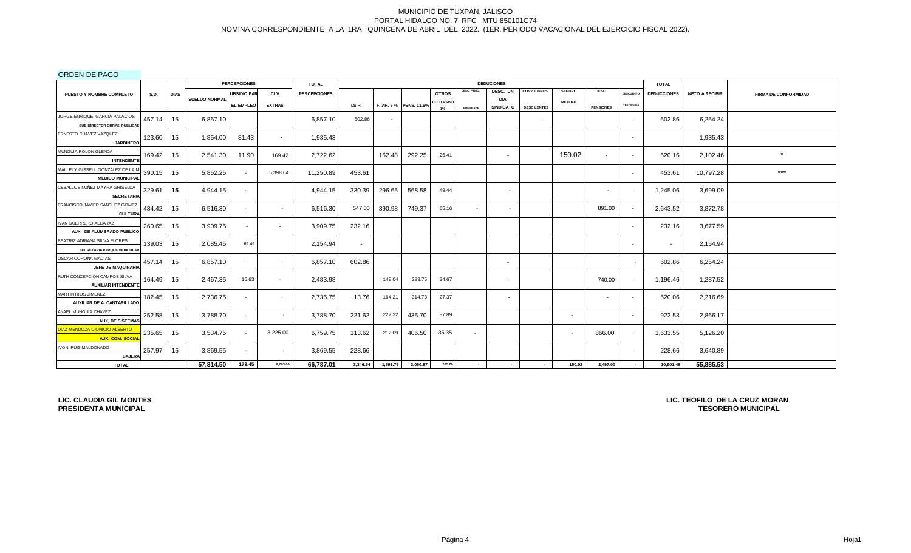MUNICIPIO DE TUXPAN, JALISCO
PORTAL HIDALGO NO. 7 RFC MTU 850101G74
NOMINA CORRESPONDIENTE A LA 1RA QUINCENA DE ABRIL DEL 2022. (1ER. PERIODO VACACIONAL DEL EJERCICIO FISCAL 2022).

ORDEN DE PAGO

| PUESTO Y NOMBRE COMPLETO | S.D. | DIAS | PERCEPCIONES | | | TOTAL | DEDUCCIONES | | | | | | | | | | | TOTAL | NETO A RECIBIR | FIRMA DE CONFORMIDAD |
|---|---|---|---|---|---|---|---|---|---|---|---|---|---|---|---|---|---|---|---|---|
| | | | SUELDO NORMAL | SUBSIDIO PAR EL EMPLEO | CLV EXTRAS | PERCEPCIONES | I.S.R. | F. AH. 5 % | PENS. 11.5% | OTROS CUOTA SIND 1% | DESC. PTMO. FONDAPDE | DESC. UN DIA SINDICATO | CONV. LIBROS/ DESC LENTES | SEGURO METLIFE | DESC. PENSIONES | DESCUENTO TESORERIA | DEDUCCIONES | | |
| JORGE ENRIQUE GARCIA PALACIOS SUB-DIRECTOR OBRAS PUBLICAS | 457.14 | 15 | 6,857.10 | | | 6,857.10 | 602.86 | - | | | | | - | | | - | 602.86 | 6,254.24 | |
| ERNESTO CHAVEZ VAZQUEZ JARDINERO | 123.60 | 15 | 1,854.00 | 81.43 | - | 1,935.43 | | | | | | | | | | - | | 1,935.43 | |
| MUNGUIA ROLON GLENDA INTENDENTE | 169.42 | 15 | 2,541.30 | 11.90 | 169.42 | 2,722.62 | | 152.48 | 292.25 | 25.41 | | - | | 150.02 | - | - | 620.16 | 2,102.46 | * |
| MALLELY GISSELL GONZALEZ DE LA M MEDICO MUNICIPAL | 390.15 | 15 | 5,852.25 | - | 5,398.64 | 11,250.89 | 453.61 | | | | | | | | | - | 453.61 | 10,797.28 | *** |
| CEBALLOS NUÑEZ MAYRA GRISELDA SECRETARIA | 329.61 | 15 | 4,944.15 | - | | 4,944.15 | 330.39 | 296.65 | 568.58 | 49.44 | | - | | | - | - | 1,245.06 | 3,699.09 | |
| FRANCISCO JAVIER SANCHEZ GOMEZ CULTURA | 434.42 | 15 | 6,516.30 | - | - | 6,516.30 | 547.00 | 390.98 | 749.37 | 65.16 | - | - | | | 891.00 | - | 2,643.52 | 3,872.78 | |
| IVAN GUERRERO ALCARAZ AUX. DE ALUMBRADO PUBLICO | 260.65 | 15 | 3,909.75 | - | - | 3,909.75 | 232.16 | | | | | | | | | - | 232.16 | 3,677.59 | |
| BEATRIZ ADRIANA SILVA FLORES SECRETARIA PARQUE VEHICULAR | 139.03 | 15 | 2,085.45 | 69.49 | | 2,154.94 | - | | | | | | | | | - | - | 2,154.94 | |
| OSCAR CORONA MACIAS JEFE DE MAQUINARIA | 457.14 | 15 | 6,857.10 | - | - | 6,857.10 | 602.86 | | | | | - | | | | - | 602.86 | 6,254.24 | |
| RUTH CONCEPCION CAMPOS SILVA AUXILIAR INTENDENTE | 164.49 | 15 | 2,467.35 | 16.63 | - | 2,483.98 | | 148.04 | 283.75 | 24.67 | | - | | | 740.00 | - | 1,196.46 | 1,287.52 | |
| MARTIN RIOS JIMENEZ AUXILIAR DE ALCANTARILLADO | 182.45 | 15 | 2,736.75 | - | - | 2,736.75 | 13.76 | 164.21 | 314.73 | 27.37 | | - | | | - | - | 520.06 | 2,216.69 | |
| ANAEL MUNGUIA CHAVEZ AUX. DE SISTEMAS | 252.58 | 15 | 3,788.70 | - | - | 3,788.70 | 221.62 | 227.32 | 435.70 | 37.89 | | | | - | | - | 922.53 | 2,866.17 | |
| DIAZ MENDOZA DIONICIO ALBERTO AUX. COM. SOCIAL | 235.65 | 15 | 3,534.75 | - | 3,225.00 | 6,759.75 | 113.62 | 212.09 | 406.50 | 35.35 | - | | | - | 866.00 | - | 1,633.55 | 5,126.20 | |
| IVON RUIZ MALDONADO CAJERA | 257.97 | 15 | 3,869.55 | - | - | 3,869.55 | 228.66 | | | | | | | | | - | 228.66 | 3,640.89 | |
| TOTAL | | | 57,814.50 | 179.45 | 8,793.06 | 66,787.01 | 3,346.54 | 1,591.76 | 3,050.87 | 265.29 | - | - | - | 150.02 | 2,497.00 | - | 10,901.48 | 55,885.53 | |

LIC. CLAUDIA GIL MONTES
PRESIDENTA MUNICIPAL

LIC. TEOFILO DE LA CRUZ MORAN
TESORERO MUNICIPAL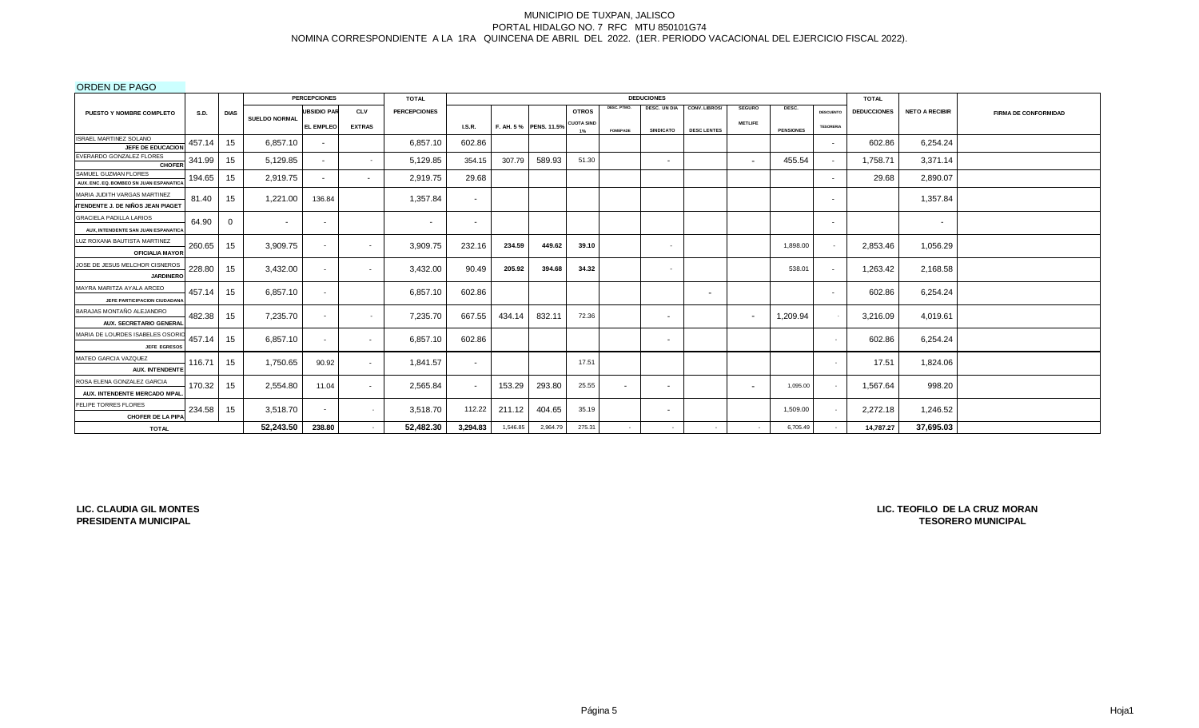MUNICIPIO DE TUXPAN, JALISCO
PORTAL HIDALGO NO. 7 RFC MTU 850101G74
NOMINA CORRESPONDIENTE A LA 1RA QUINCENA DE ABRIL DEL 2022. (1ER. PERIODO VACACIONAL DEL EJERCICIO FISCAL 2022).

ORDEN DE PAGO

| PUESTO Y NOMBRE COMPLETO | S.D. | DIAS | PERCEPCIONES | | | TOTAL | DEDUCIONES | | | | | | | | | | | TOTAL | | |
|---|---|---|---|---|---|---|---|---|---|---|---|---|---|---|---|---|---|---|---|---|
| | | | SUELDO NORMAL | SUBSIDIO PARA EL EMPLEO | CLV EXTRAS | PERCEPCIONES | I.S.R. | F. AH. 5 % | PENS. 11.5% | OTROS CUOTA SIND 1% | DESC. PTMO. FOMEPADE | DESC. UN DIA SINDICATO | CONV. LIBROS/ DESC LENTES | SEGURO METLIFE | DESC. PENSIONES | DESCUENTO TESORERIA | DEDUCCIONES | NETO A RECIBIR | FIRMA DE CONFORMIDAD |
| ISRAEL MARTINEZ SOLANO<br>JEFE DE EDUCACION | 457.14 | 15 | 6,857.10 | - | | 6,857.10 | 602.86 | | | | | | | | | - | 602.86 | 6,254.24 | |
| EVERARDO GONZALEZ FLORES<br>CHOFER | 341.99 | 15 | 5,129.85 | - | - | 5,129.85 | 354.15 | 307.79 | 589.93 | 51.30 | | - | | - | 455.54 | - | 1,758.71 | 3,371.14 | |
| SAMUEL GUZMAN FLORES<br>AUX. ENC. EQ. BOMBEO SN JUAN ESPANATICA | 194.65 | 15 | 2,919.75 | - | - | 2,919.75 | 29.68 | | | | | | | | | - | 29.68 | 2,890.07 | |
| MARIA JUDITH VARGAS MARTINEZ<br>INTENDENTE J. DE NIÑOS JEAN PIAGET | 81.40 | 15 | 1,221.00 | 136.84 | | 1,357.84 | - | | | | | | | | | - | | 1,357.84 | |
| GRACIELA PADILLA LARIOS<br>AUX. INTENDENTE SAN JUAN ESPANATICA | 64.90 | 0 | - | - | | - | - | | | | | | | | | - | | - | |
| LUZ ROXANA BAUTISTA MARTINEZ<br>OFICIALIA MAYOR | 260.65 | 15 | 3,909.75 | - | - | 3,909.75 | 232.16 | 234.59 | 449.62 | 39.10 | | - | | | 1,898.00 | - | 2,853.46 | 1,056.29 | |
| JOSE DE JESUS MELCHOR CISNEROS<br>JARDINERO | 228.80 | 15 | 3,432.00 | - | - | 3,432.00 | 90.49 | 205.92 | 394.68 | 34.32 | | - | | | 538.01 | - | 1,263.42 | 2,168.58 | |
| MAYRA MARITZA AYALA ARCEO<br>JEFE PARTICIPACION CIUDADANA | 457.14 | 15 | 6,857.10 | - | | 6,857.10 | 602.86 | | | | | | - | | | - | 602.86 | 6,254.24 | |
| BARAJAS MONTAÑO ALEJANDRO<br>AUX. SECRETARIO GENERAL | 482.38 | 15 | 7,235.70 | - | - | 7,235.70 | 667.55 | 434.14 | 832.11 | 72.36 | | - | | - | 1,209.94 | - | 3,216.09 | 4,019.61 | |
| MARIA DE LOURDES ISABELES OSORIO<br>JEFE EGRESOS | 457.14 | 15 | 6,857.10 | - | - | 6,857.10 | 602.86 | | | | | - | | | | - | 602.86 | 6,254.24 | |
| MATEO GARCIA VAZQUEZ<br>AUX. INTENDENTE | 116.71 | 15 | 1,750.65 | 90.92 | - | 1,841.57 | - | | | 17.51 | | | | | | - | 17.51 | 1,824.06 | |
| ROSA ELENA GONZALEZ GARCIA<br>AUX. INTENDENTE MERCADO MPAL. | 170.32 | 15 | 2,554.80 | 11.04 | - | 2,565.84 | - | 153.29 | 293.80 | 25.55 | - | - | | - | 1,095.00 | - | 1,567.64 | 998.20 | |
| FELIPE TORRES FLORES<br>CHOFER DE LA PIPA | 234.58 | 15 | 3,518.70 | - | - | 3,518.70 | 112.22 | 211.12 | 404.65 | 35.19 | | - | | | 1,509.00 | - | 2,272.18 | 1,246.52 | |
| TOTAL | | | 52,243.50 | 238.80 | - | 52,482.30 | 3,294.83 | 1,546.85 | 2,964.79 | 275.31 | - | - | - | - | 6,705.49 | - | 14,787.27 | 37,695.03 | |

**LIC. CLAUDIA GIL MONTES**
**PRESIDENTA MUNICIPAL**

**LIC. TEOFILO DE LA CRUZ MORAN**
**TESORERO MUNICIPAL**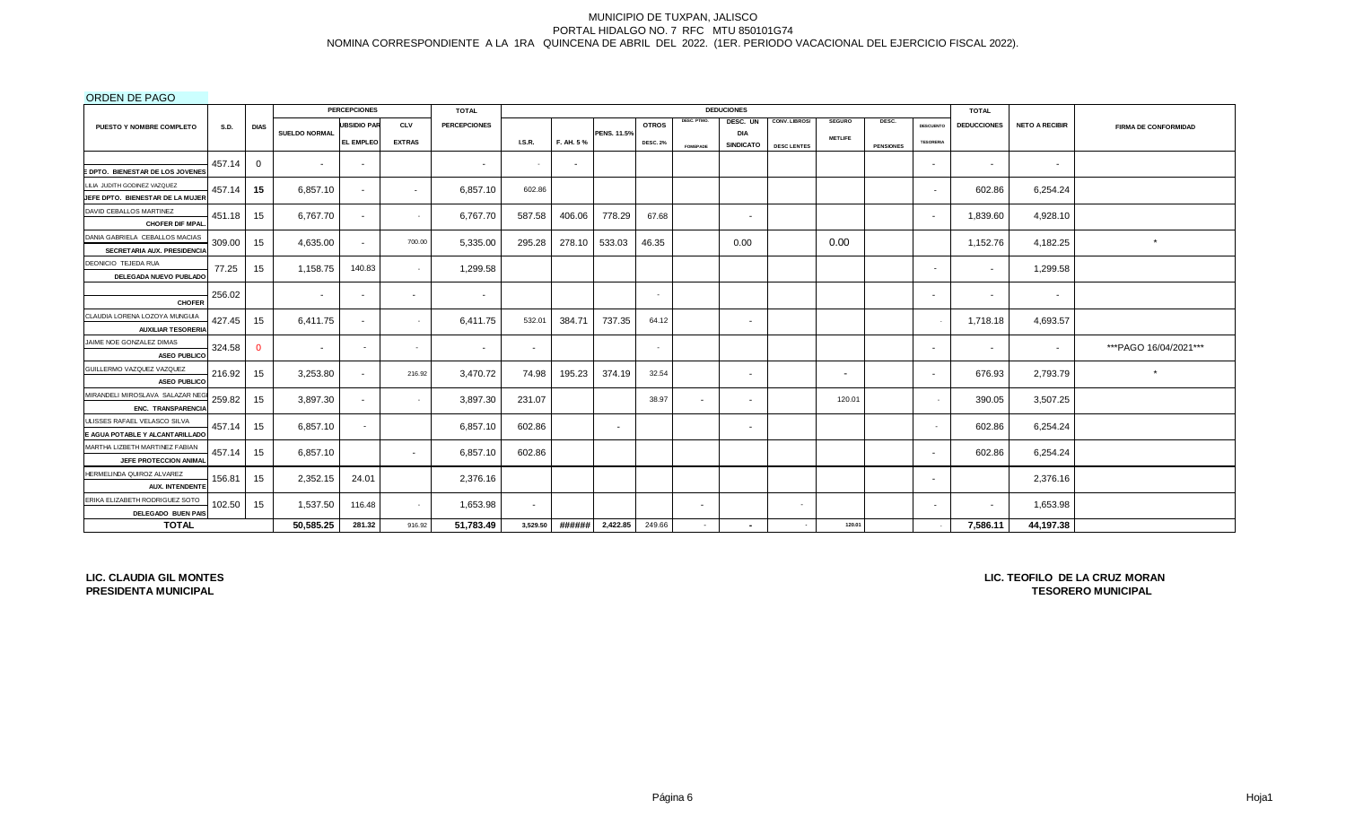MUNICIPIO DE TUXPAN, JALISCO
PORTAL HIDALGO NO. 7 RFC MTU 850101G74
NOMINA CORRESPONDIENTE A LA 1RA QUINCENA DE ABRIL DEL 2022. (1ER. PERIODO VACACIONAL DEL EJERCICIO FISCAL 2022).

ORDEN DE PAGO

| PUESTO Y NOMBRE COMPLETO | S.D. | DIAS | PERCEPCIONES SUELDO NORMAL | SUBSIDIO PAR EL EMPLEO | CLV EXTRAS | TOTAL PERCEPCIONES | DEDUCCIONES I.S.R. | F. AH. 5 % | PENS. 11.5% | OTROS DESC. 2% | DESC. PTMO. FOMEPADE | DESC. UN DIA SINDICATO | CONV. LIBROS/ DESC LENTES | SEGURO METLIFE | DESC. PENSIONES | DESCUENTO TESORERIA | TOTAL DEDUCCIONES | NETO A RECIBIR | FIRMA DE CONFORMIDAD |
|---|---|---|---|---|---|---|---|---|---|---|---|---|---|---|---|---|---|---|---|
| E DPTO. BIENESTAR DE LOS JOVENES | 457.14 | 0 | - | - | | - | - | - | | | | | | | | - | - | - | |
| LILIA JUDITH GODINEZ VAZQUEZ JEFE DPTO. BIENESTAR DE LA MUJER | 457.14 | 15 | 6,857.10 | - | - | 6,857.10 | 602.86 | | | | | | | | | - | 602.86 | 6,254.24 | |
| DAVID CEBALLOS MARTINEZ CHOFER DIF MPAL. | 451.18 | 15 | 6,767.70 | - | - | 6,767.70 | 587.58 | 406.06 | 778.29 | 67.68 | | - | | | | - | 1,839.60 | 4,928.10 | |
| DANIA GABRIELA CEBALLOS MACIAS SECRETARIA AUX. PRESIDENCIA | 309.00 | 15 | 4,635.00 | - | 700.00 | 5,335.00 | 295.28 | 278.10 | 533.03 | 46.35 | | 0.00 | | 0.00 | | | 1,152.76 | 4,182.25 | * |
| DEONICIO TEJEDA RUA DELEGADA NUEVO PUBLADO | 77.25 | 15 | 1,158.75 | 140.83 | - | 1,299.58 | | | | | | | | | | - | - | 1,299.58 | |
| CHOFER | 256.02 | | - | - | - | - | | | | - | | | | | | - | - | - | |
| CLAUDIA LORENA LOZOYA MUNGUIA AUXILIAR TESORERIA | 427.45 | 15 | 6,411.75 | - | - | 6,411.75 | 532.01 | 384.71 | 737.35 | 64.12 | | - | | | | - | 1,718.18 | 4,693.57 | |
| JAIME NOE GONZALEZ DIMAS ASEO PUBLICO | 324.58 | 0 | - | - | - | - | - | | | - | | | | | | - | - | - | ***PAGO 16/04/2021*** |
| GUILLERMO VAZQUEZ VAZQUEZ ASEO PUBLICO | 216.92 | 15 | 3,253.80 | - | 216.92 | 3,470.72 | 74.98 | 195.23 | 374.19 | 32.54 | | - | | - | | - | 676.93 | 2,793.79 | * |
| MIRANDELI MIROSLAVA SALAZAR NEGI ENC. TRANSPARENCIA | 259.82 | 15 | 3,897.30 | - | - | 3,897.30 | 231.07 | | | 38.97 | - | - | | 120.01 | | - | 390.05 | 3,507.25 | |
| ULISSES RAFAEL VELASCO SILVA E AGUA POTABLE Y ALCANTARILLADO | 457.14 | 15 | 6,857.10 | - | | 6,857.10 | 602.86 | | - | | | - | | | | - | 602.86 | 6,254.24 | |
| MARTHA LIZBETH MARTINEZ FABIAN JEFE PROTECCION ANIMAL | 457.14 | 15 | 6,857.10 | | - | 6,857.10 | 602.86 | | | | | | | | | - | 602.86 | 6,254.24 | |
| HERMELINDA QUIROZ ALVAREZ AUX. INTENDENTE | 156.81 | 15 | 2,352.15 | 24.01 | | 2,376.16 | | | | | | | | | | - | | 2,376.16 | |
| ERIKA ELIZABETH RODRIGUEZ SOTO DELEGADO BUEN PAIS | 102.50 | 15 | 1,537.50 | 116.48 | - | 1,653.98 | - | | | | - | | - | | | - | - | 1,653.98 | |
| **TOTAL** | | | **50,585.25** | **281.32** | 916.92 | **51,783.49** | **3,529.50** | **######** | **2,422.85** | 249.66 | - | **-** | - | **120.01** | | - | **7,586.11** | **44,197.38** | |

**LIC. CLAUDIA GIL MONTES**
**PRESIDENTA MUNICIPAL**

**LIC. TEOFILO DE LA CRUZ MORAN**
**TESORERO MUNICIPAL**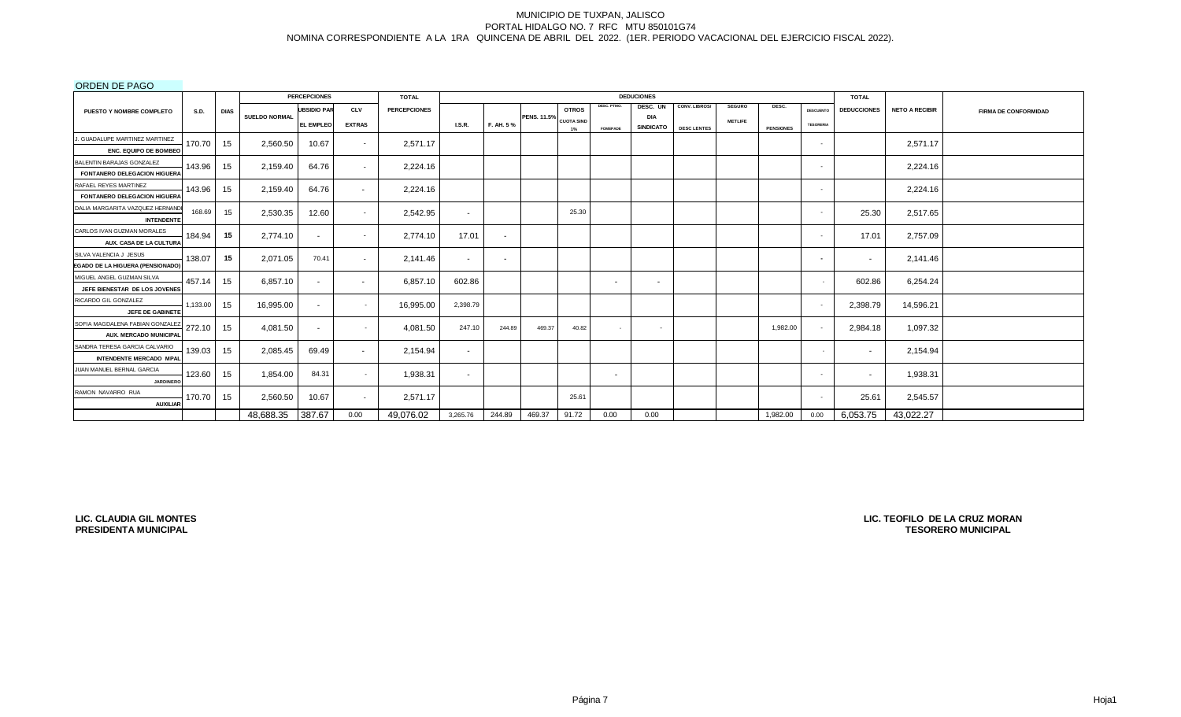# MUNICIPIO DE TUXPAN, JALISCO

PORTAL HIDALGO NO. 7 RFC MTU 850101G74

NOMINA CORRESPONDIENTE A LA 1RA QUINCENA DE ABRIL DEL 2022. (1ER. PERIODO VACACIONAL DEL EJERCICIO FISCAL 2022).

ORDEN DE PAGO

| PUESTO Y NOMBRE COMPLETO | S.D. | DIAS | PERCEPCIONES | | | TOTAL | DEDUCIONES | | | | | | | | | | TOTAL | NETO A RECIBIR | FIRMA DE CONFORMIDAD |
|---|---|---|---|---|---|---|---|---|---|---|---|---|---|---|---|---|---|---|---|
| | | | SUELDO NORMAL | SUBSIDIO PARA EL EMPLEO | CLV EXTRAS | PERCEPCIONES | I.S.R. | F. AH. 5 % | PENS. 11.5% | OTROS CUOTA SIND 1% | DESC. PTMO. FOMEPADE | DESC. UN DIA SINDICATO | CONV. LIBROS/ DESC LENTES | SEGURO METLIFE | DESC. PENSIONES | DESCUENTO TESORERIA | DEDUCCIONES | | |
| J. GUADALUPE MARTINEZ MARTINEZ<br>**ENC. EQUIPO DE BOMBEO** | 170.70 | 15 | 2,560.50 | 10.67 | - | 2,571.17 | | | | | | | | | | - | | 2,571.17 | |
| BALENTIN BARAJAS GONZALEZ<br>**FONTANERO DELEGACION HIGUERA** | 143.96 | 15 | 2,159.40 | 64.76 | - | 2,224.16 | | | | | | | | | | - | | 2,224.16 | |
| RAFAEL REYES MARTINEZ<br>**FONTANERO DELEGACION HIGUERA** | 143.96 | 15 | 2,159.40 | 64.76 | - | 2,224.16 | | | | | | | | | | - | | 2,224.16 | |
| DALIA MARGARITA VAZQUEZ HERNAND<br>**INTENDENTE** | 168.69 | 15 | 2,530.35 | 12.60 | - | 2,542.95 | - | | | 25.30 | | | | | | - | 25.30 | 2,517.65 | |
| CARLOS IVAN GUZMAN MORALES<br>**AUX. CASA DE LA CULTURA** | 184.94 | 15 | 2,774.10 | - | - | 2,774.10 | 17.01 | - | | | | | | | | - | 17.01 | 2,757.09 | |
| SILVA VALENCIA J JESUS<br>**EGADO DE LA HIGUERA (PENSIONADO)** | 138.07 | 15 | 2,071.05 | 70.41 | - | 2,141.46 | - | - | | | | | | | | - | - | 2,141.46 | |
| MIGUEL ANGEL GUZMAN SILVA<br>**JEFE BIENESTAR DE LOS JOVENES** | 457.14 | 15 | 6,857.10 | - | - | 6,857.10 | 602.86 | | | | - | - | | | | - | 602.86 | 6,254.24 | |
| RICARDO GIL GONZALEZ<br>**JEFE DE GABINETE** | 1,133.00 | 15 | 16,995.00 | - | - | 16,995.00 | 2,398.79 | | | | | | | | | - | 2,398.79 | 14,596.21 | |
| SOFIA MAGDALENA FABIAN GONZALEZ<br>**AUX. MERCADO MUNICIPAL** | 272.10 | 15 | 4,081.50 | - | - | 4,081.50 | 247.10 | 244.89 | 469.37 | 40.82 | - | - | | | 1,982.00 | - | 2,984.18 | 1,097.32 | |
| SANDRA TERESA GARCIA CALVARIO<br>**INTENDENTE MERCADO MPAL** | 139.03 | 15 | 2,085.45 | 69.49 | - | 2,154.94 | - | | | | | | | | | - | - | 2,154.94 | |
| JUAN MANUEL BERNAL GARCIA<br>**JARDINERO** | 123.60 | 15 | 1,854.00 | 84.31 | - | 1,938.31 | - | | | | - | | | | | - | - | 1,938.31 | |
| RAMON NAVARRO RUA<br>**AUXILIAR** | 170.70 | 15 | 2,560.50 | 10.67 | - | 2,571.17 | | | | 25.61 | | | | | | - | 25.61 | 2,545.57 | |
| | | | 48,688.35 | 387.67 | 0.00 | 49,076.02 | 3,265.76 | 244.89 | 469.37 | 91.72 | 0.00 | 0.00 | | | 1,982.00 | 0.00 | 6,053.75 | 43,022.27 | |

**LIC. CLAUDIA GIL MONTES**
**PRESIDENTA MUNICIPAL**

**LIC. TEOFILO DE LA CRUZ MORAN**
**TESORERO MUNICIPAL**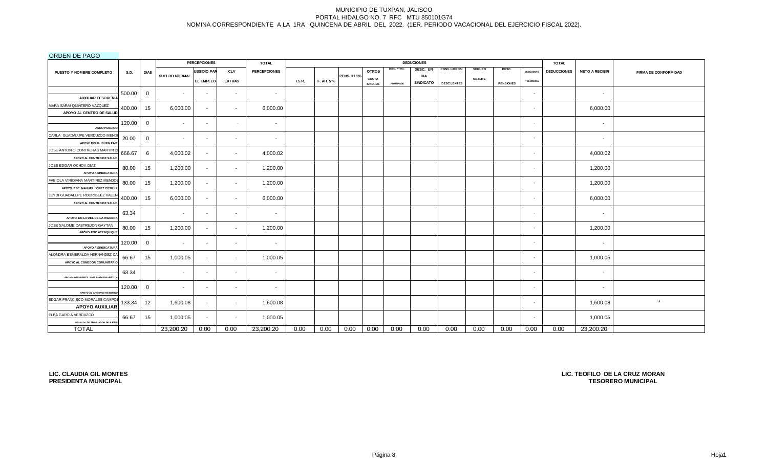MUNICIPIO DE TUXPAN, JALISCO
PORTAL HIDALGO NO. 7 RFC MTU 850101G74
NOMINA CORRESPONDIENTE A LA 1RA QUINCENA DE ABRIL DEL 2022. (1ER. PERIODO VACACIONAL DEL EJERCICIO FISCAL 2022).

ORDEN DE PAGO

| PUESTO Y NOMBRE COMPLETO | S.D. | DIAS | PERCEPCIONES SUELDO NORMAL | SUBSIDIO PARA EL EMPLEO | CLV EXTRAS | TOTAL PERCEPCIONES | DEDUCCIONES I.S.R. | F. AH. 5 % | PENS. 11.5% | OTROS CUOTA SIND. 1% | DESC. PTMO. FONDPADE | DESC. UN DIA SINDICATO | CONV. LIBROS/ DESC LENTES | SEGURO METLIFE | DESC. PENSIONES | DESCUENTO TESORERIA | TOTAL DEDUCCIONES | NETO A RECIBIR | FIRMA DE CONFORMIDAD |
|---|---|---|---|---|---|---|---|---|---|---|---|---|---|---|---|---|---|---|---|
| AUXILIAR TESORERIA | 500.00 | 0 | - | - | - | - | | | | | | | | | | - | | - | |
| MARA SARAI QUINTERO VAZQUEZ<br>APOYO AL CENTRO DE SALUD | 400.00 | 15 | 6,000.00 | - | - | 6,000.00 | | | | | | | | | | - | | 6,000.00 | |
| ASEO PUBLICO | 120.00 | 0 | - | - | - | - | | | | | | | | | | - | | - | |
| CARLA GUADALUPE VERDUZCO MENDO<br>APOYO DELG. BUEN PAIS | 20.00 | 0 | - | - | - | - | | | | | | | | | | - | | - | |
| JOSE ANTONIO CONTRERAS MARTIN DE<br>APOYO AL CENTRO DE SALUD | 666.67 | 6 | 4,000.02 | - | - | 4,000.02 | | | | | | | | | | - | | 4,000.02 | |
| JOSE EDGAR OCHOA DIAZ<br>APOYO A SINDICATURA | 80.00 | 15 | 1,200.00 | - | - | 1,200.00 | | | | | | | | | | - | | 1,200.00 | |
| FABIOLA VIRIDIANA MARTINEZ MENDOZ<br>APOYO ESC. MANUEL LOPEZ COTILLA | 80.00 | 15 | 1,200.00 | - | - | 1,200.00 | | | | | | | | | | - | | 1,200.00 | |
| LEYDI GUADALUPE RODRIGUEZ VALEN<br>APOYO AL CENTRO DE SALUD | 400.00 | 15 | 6,000.00 | - | - | 6,000.00 | | | | | | | | | | - | | 6,000.00 | |
| APOYO EN LA DEL DE LA HIGUERA | 63.34 | | - | - | - | - | | | | | | | | | | - | | - | |
| JOSE SALOME CASTREJON GAYTAN<br>APOYO ESC ATENQUIQUE | 80.00 | 15 | 1,200.00 | - | - | 1,200.00 | | | | | | | | | | - | | 1,200.00 | |
| APOYO A SINDICATURA | 120.00 | 0 | - | - | - | - | | | | | | | | | | - | | - | |
| ALONDRA ESMERALDA HERNANDEZ CA<br>APOYO AL COMEDOR COMUNITARIO | 66.67 | 15 | 1,000.05 | - | - | 1,000.05 | | | | | | | | | | - | | 1,000.05 | |
| APOYO INTENDENTE SAN JUAN ESPANATICA | 63.34 | | - | - | - | - | | | | | | | | | | - | | - | |
| APOYO AL ARCHIVO HISTORICO | 120.00 | 0 | - | - | - | - | | | | | | | | | | - | | - | |
| EDGAR FRANCISCO MORALES CAMPOS<br>APOYO AUXILIAR | 133.34 | 12 | 1,600.08 | - | - | 1,600.08 | | | | | | | | | | - | | 1,600.08 | * |
| ELBA GARCIA VERDUZCO<br>PENSION DE TRABAJADOR DE B PAIS | 66.67 | 15 | 1,000.05 | - | - | 1,000.05 | | | | | | | | | | - | | 1,000.05 | |
| TOTAL | | | 23,200.20 | 0.00 | 0.00 | 23,200.20 | 0.00 | 0.00 | 0.00 | 0.00 | 0.00 | 0.00 | 0.00 | 0.00 | 0.00 | 0.00 | 0.00 | 23,200.20 | |

**LIC. CLAUDIA GIL MONTES**
**PRESIDENTA MUNICIPAL**

**LIC. TEOFILO DE LA CRUZ MORAN**
**TESORERO MUNICIPAL**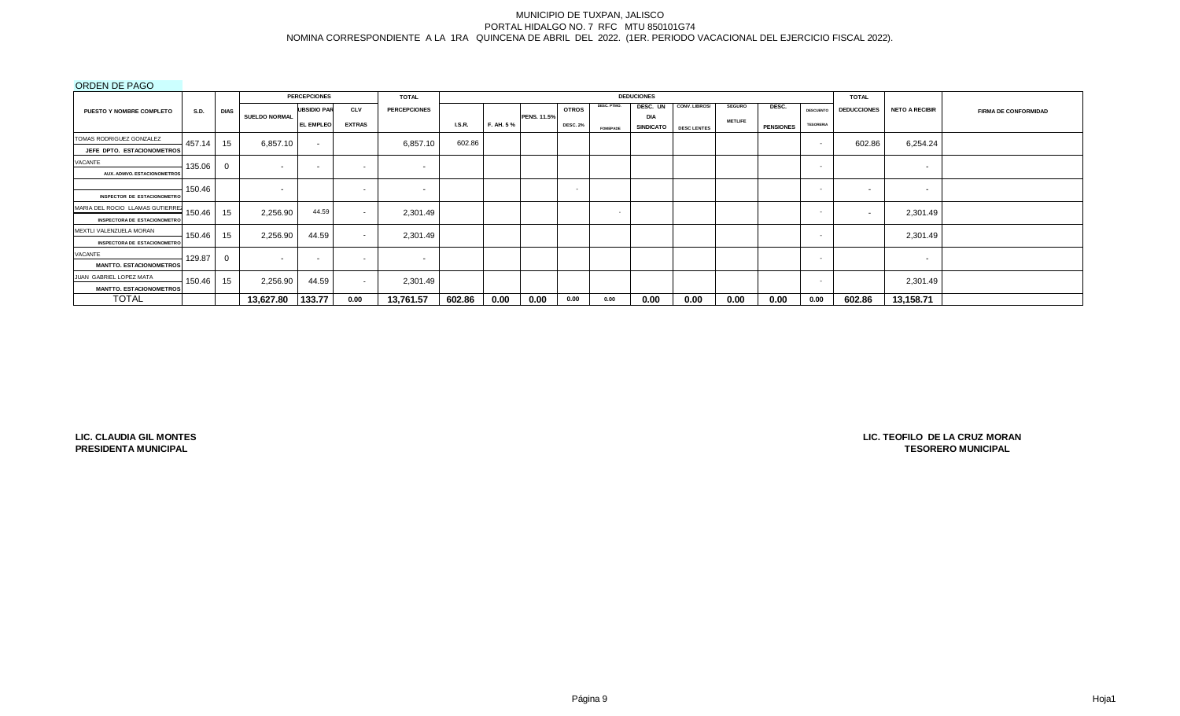MUNICIPIO DE TUXPAN, JALISCO
PORTAL HIDALGO NO. 7 RFC MTU 850101G74
NOMINA CORRESPONDIENTE A LA 1RA QUINCENA DE ABRIL DEL 2022. (1ER. PERIODO VACACIONAL DEL EJERCICIO FISCAL 2022).

ORDEN DE PAGO

| PUESTO Y NOMBRE COMPLETO | S.D. | DIAS | PERCEPCIONES | | | TOTAL | DEDUCIONES | | | | | | | | | | TOTAL | NETO A RECIBIR | FIRMA DE CONFORMIDAD |
|---|---|---|---|---|---|---|---|---|---|---|---|---|---|---|---|---|---|---|---|
| | | | SUELDO NORMAL | UBSIDIO PAR EL EMPLEO | CLV EXTRAS | PERCEPCIONES | I.S.R. | F. AH. 5 % | PENS. 11.5% | OTROS DESC. 2% | DESC. PTMO. FONDPADE | DESC. UN DIA SINDICATO | CONV. LIBROS/ DESC LENTES | SEGURO METLIFE | DESC. PENSIONES | DESCUENTO TESORERIA | DEDUCCIONES | | |
| TOMAS RODRIGUEZ GONZALEZ / JEFE DPTO. ESTACIONOMETROS | 457.14 | 15 | 6,857.10 | - | | 6,857.10 | 602.86 | | | | | | | | | - | 602.86 | 6,254.24 | |
| VACANTE / AUX. ADMVO. ESTACIONOMETROS | 135.06 | 0 | - | - | - | - | | | | | | | | | | - | | - | |
| / INSPECTOR DE ESTACIONOMETRO | 150.46 | | - | | - | - | | | | - | | | | | | - | - | - | |
| MARIA DEL ROCIO LLAMAS GUTIERREZ / INSPECTORA DE ESTACIONOMETRO | 150.46 | 15 | 2,256.90 | 44.59 | - | 2,301.49 | | | | | - | | | | | - | - | 2,301.49 | |
| MEXTLI VALENZUELA MORAN / INSPECTORA DE ESTACIONOMETRO | 150.46 | 15 | 2,256.90 | 44.59 | - | 2,301.49 | | | | | | | | | | - | | 2,301.49 | |
| VACANTE / MANTTO. ESTACIONOMETROS | 129.87 | 0 | - | - | - | - | | | | | | | | | | - | | - | |
| JUAN GABRIEL LOPEZ MATA / MANTTO. ESTACIONOMETROS | 150.46 | 15 | 2,256.90 | 44.59 | - | 2,301.49 | | | | | | | | | | - | | 2,301.49 | |
| TOTAL | | | 13,627.80 | 133.77 | 0.00 | 13,761.57 | 602.86 | 0.00 | 0.00 | 0.00 | 0.00 | 0.00 | 0.00 | 0.00 | 0.00 | 0.00 | 602.86 | 13,158.71 | |

**LIC. CLAUDIA GIL MONTES**
**PRESIDENTA MUNICIPAL**

**LIC. TEOFILO DE LA CRUZ MORAN**
**TESORERO MUNICIPAL**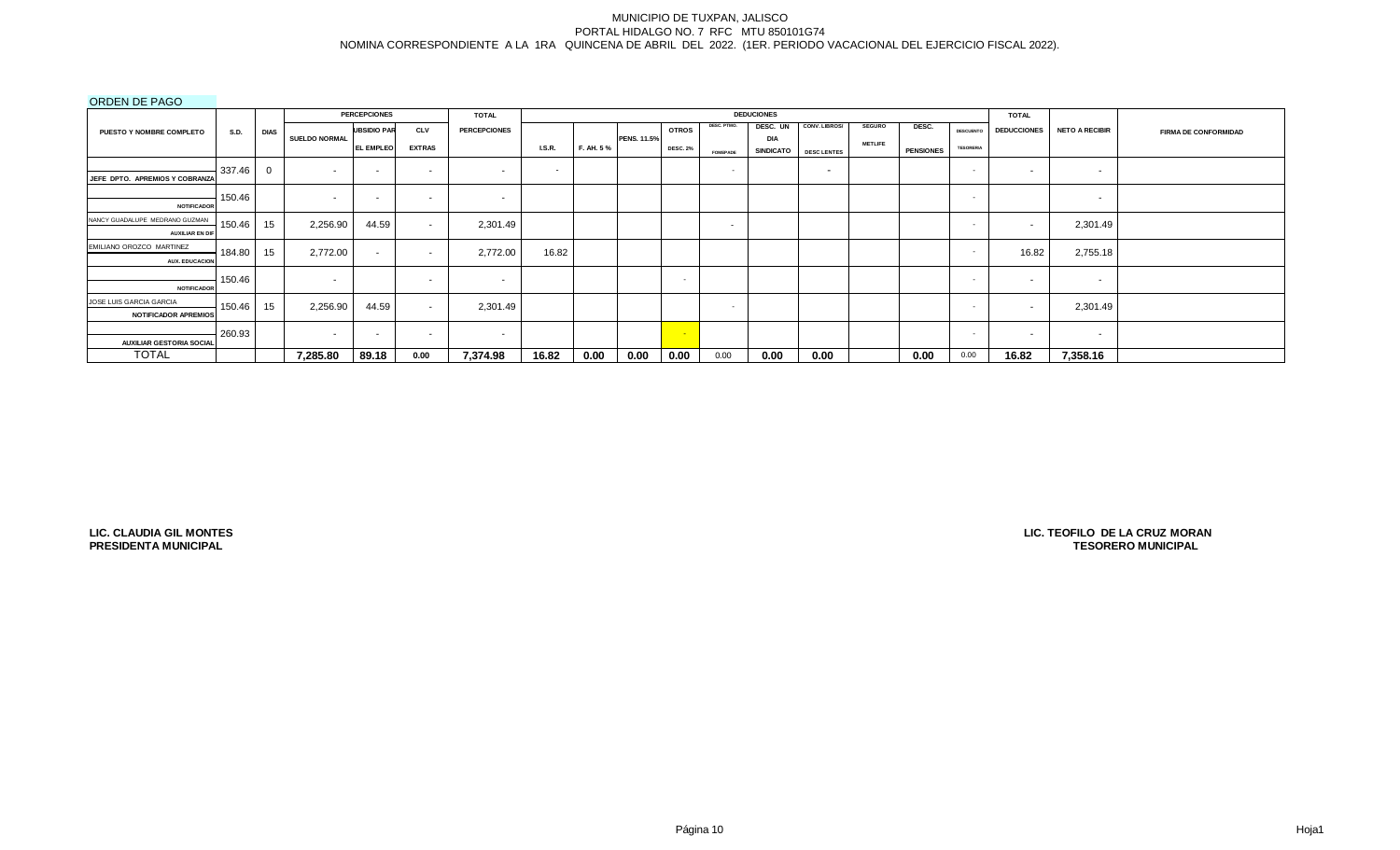MUNICIPIO DE TUXPAN, JALISCO
PORTAL HIDALGO NO. 7 RFC MTU 850101G74
NOMINA CORRESPONDIENTE A LA 1RA QUINCENA DE ABRIL DEL 2022. (1ER. PERIODO VACACIONAL DEL EJERCICIO FISCAL 2022).

ORDEN DE PAGO

| PUESTO Y NOMBRE COMPLETO | S.D. | DIAS | PERCEPCIONES SUELDO NORMAL | SUBSIDIO PARA EL EMPLEO | CLV EXTRAS | TOTAL PERCEPCIONES | DEDUCCIONES I.S.R. | F. AH. 5 % | PENS. 11.5% | OTROS DESC. 2% | DESC. PTMO. FONDPADE | DESC. UN DIA SINDICATO | CONV. LIBROS/ DESC LENTES | SEGURO METLIFE | DESC. PENSIONES | DESCUENTO TESORERIA | TOTAL DEDUCCIONES | NETO A RECIBIR | FIRMA DE CONFORMIDAD |
|---|---|---|---|---|---|---|---|---|---|---|---|---|---|---|---|---|---|---|---|
| JEFE DPTO. APREMIOS Y COBRANZA | 337.46 | 0 | - | - | - | - | - | | | | - | | - | | | - | - | - | |
| NOTIFICADOR | 150.46 | | - | - | - | - | | | | | | | | | | - | | - | |
| NANCY GUADALUPE MEDRANO GUZMAN AUXILIAR EN DIF | 150.46 | 15 | 2,256.90 | 44.59 | - | 2,301.49 | | | | | - | | | | | - | - | 2,301.49 | |
| EMILIANO OROZCO MARTINEZ AUX. EDUCACION | 184.80 | 15 | 2,772.00 | - | - | 2,772.00 | 16.82 | | | | | | | | | - | 16.82 | 2,755.18 | |
| NOTIFICADOR | 150.46 | | - | | - | - | | | | - | | | | | | - | - | - | |
| JOSE LUIS GARCIA GARCIA NOTIFICADOR APREMIOS | 150.46 | 15 | 2,256.90 | 44.59 | - | 2,301.49 | | | | | - | | | | | - | - | 2,301.49 | |
| AUXILIAR GESTORIA SOCIAL | 260.93 | | - | - | - | - | | | | - | | | | | | - | - | - | |
| TOTAL | | | 7,285.80 | 89.18 | 0.00 | 7,374.98 | 16.82 | 0.00 | 0.00 | 0.00 | 0.00 | 0.00 | 0.00 | | 0.00 | 0.00 | 16.82 | 7,358.16 | |

**LIC. CLAUDIA GIL MONTES**
**PRESIDENTA MUNICIPAL**

**LIC. TEOFILO DE LA CRUZ MORAN**
**TESORERO MUNICIPAL**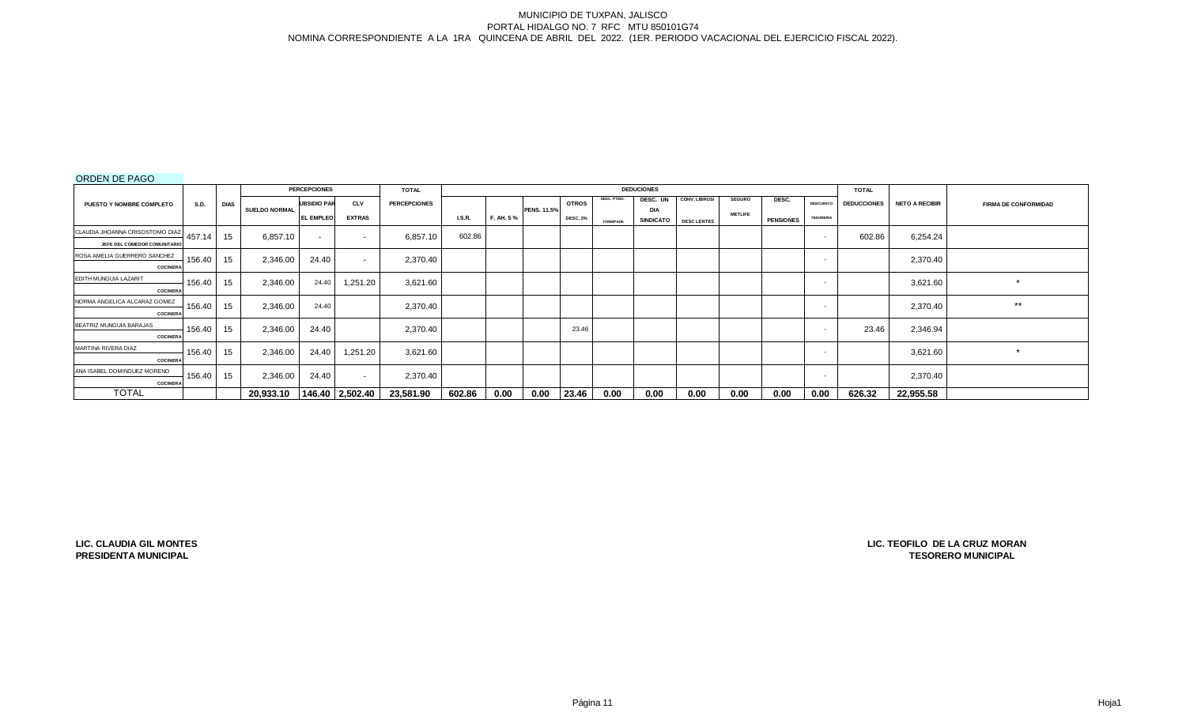MUNICIPIO DE TUXPAN, JALISCO
PORTAL HIDALGO NO. 7 RFC MTU 850101G74
NOMINA CORRESPONDIENTE A LA 1RA QUINCENA DE ABRIL DEL 2022. (1ER. PERIODO VACACIONAL DEL EJERCICIO FISCAL 2022).

ORDEN DE PAGO

| PUESTO Y NOMBRE COMPLETO | S.D. | DIAS | PERCEPCIONES | | | TOTAL | DEDUCIONES | | | | | | | | | | | TOTAL | NETO A RECIBIR | FIRMA DE CONFORMIDAD |
|---|---|---|---|---|---|---|---|---|---|---|---|---|---|---|---|---|---|---|---|---|
| | | | SUELDO NORMAL | UBSIDIO PAR EL EMPLEO | CLV EXTRAS | PERCEPCIONES | I.S.R. | F. AH. 5 % | PENS. 11.5% | OTROS DESC. 2% | DESC. PTMO. FOMEPADE | DESC. UN DIA SINDICATO | CONV. LIBROS/ DESC LENTES | SEGURO METLIFE | DESC. PENSIONES | DESCUENTO TESORERIA | DEDUCCIONES | | |
| CLAUDIA JHOANNA CRISOSTOMO DIAZ<br>JEFE DEL COMEDOR COMUNITARIO | 457.14 | 15 | 6,857.10 | - | - | 6,857.10 | 602.86 | | | | | | | | | - | 602.86 | 6,254.24 | |
| ROSA AMELIA GUERRERO SANCHEZ<br>COCINERA | 156.40 | 15 | 2,346.00 | 24.40 | - | 2,370.40 | | | | | | | | | | - | | 2,370.40 | |
| EDITH MUNGUIA LAZARIT<br>COCINERA | 156.40 | 15 | 2,346.00 | 24.40 | 1,251.20 | 3,621.60 | | | | | | | | | | - | | 3,621.60 | * |
| NORMA ANGELICA ALCARAZ GOMEZ<br>COCINERA | 156.40 | 15 | 2,346.00 | 24.40 | | 2,370.40 | | | | | | | | | | - | | 2,370.40 | ** |
| BEATRIZ MUNGUIA BARAJAS<br>COCINERA | 156.40 | 15 | 2,346.00 | 24.40 | | 2,370.40 | | | | 23.46 | | | | | | - | 23.46 | 2,346.94 | |
| MARTINA RIVERA DIAZ<br>COCINERA | 156.40 | 15 | 2,346.00 | 24.40 | 1,251.20 | 3,621.60 | | | | | | | | | | - | | 3,621.60 | * |
| ANA ISABEL DOMINGUEZ MORENO<br>COCINERA | 156.40 | 15 | 2,346.00 | 24.40 | - | 2,370.40 | | | | | | | | | | - | | 2,370.40 | |
| TOTAL | | | 20,933.10 | 146.40 | 2,502.40 | 23,581.90 | 602.86 | 0.00 | 0.00 | 23.46 | 0.00 | 0.00 | 0.00 | 0.00 | 0.00 | 0.00 | 626.32 | 22,955.58 | |

**LIC. CLAUDIA GIL MONTES**
**PRESIDENTA MUNICIPAL**

**LIC. TEOFILO DE LA CRUZ MORAN**
**TESORERO MUNICIPAL**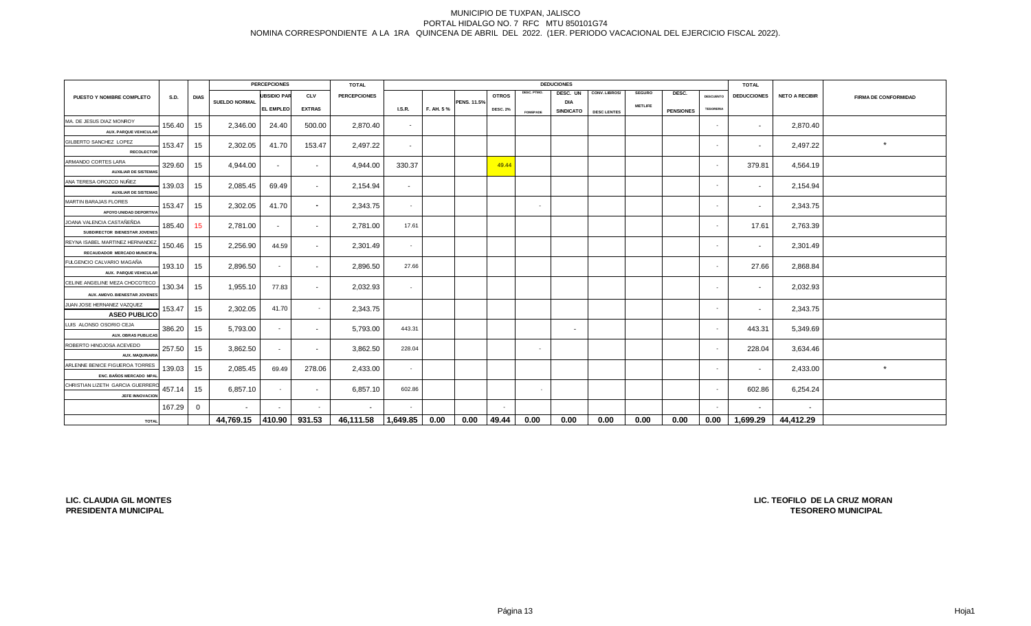MUNICIPIO DE TUXPAN, JALISCO
PORTAL HIDALGO NO. 7 RFC MTU 850101G74
NOMINA CORRESPONDIENTE A LA 1RA QUINCENA DE ABRIL DEL 2022. (1ER. PERIODO VACACIONAL DEL EJERCICIO FISCAL 2022).

| PUESTO Y NOMBRE COMPLETO | S.D. | DIAS | PERCEPCIONES | | | TOTAL | DEDUCIONES | | | | | | | | | | | TOTAL | NETO A RECIBIR | FIRMA DE CONFORMIDAD |
|---|---|---|---|---|---|---|---|---|---|---|---|---|---|---|---|---|---|---|---|
| | | | SUELDO NORMAL | UBSIDIO PAR EL EMPLEO | CLV EXTRAS | PERCEPCIONES | I.S.R. | F. AH. 5 % | PENS. 11.5% | OTROS DESC. 2% | DESC. PTMO. FONDPADE | DESC. UN DIA SINDICATO | CONV. LIBROS/ DESC LENTES | SEGURO METLIFE | DESC. PENSIONES | DESCUENTO TESORERIA | DEDUCCIONES | | |
| MA. DE JESUS DIAZ MONROY<br>AUX. PARQUE VEHICULAR | 156.40 | 15 | 2,346.00 | 24.40 | 500.00 | 2,870.40 | - | | | | | | | | | - | - | 2,870.40 | |
| GILBERTO SANCHEZ LOPEZ<br>RECOLECTOR | 153.47 | 15 | 2,302.05 | 41.70 | 153.47 | 2,497.22 | - | | | | | | | | | - | - | 2,497.22 | * |
| ARMANDO CORTES LARA<br>AUXILIAR DE SISTEMAS | 329.60 | 15 | 4,944.00 | - | - | 4,944.00 | 330.37 | | | 49.44 | | | | | | - | 379.81 | 4,564.19 | |
| ANA TERESA OROZCO NUÑEZ<br>AUXILIAR DE SISTEMAS | 139.03 | 15 | 2,085.45 | 69.49 | - | 2,154.94 | - | | | | | | | | | - | - | 2,154.94 | |
| MARTIN BARAJAS FLORES<br>APOYO UNIDAD DEPORTIVA | 153.47 | 15 | 2,302.05 | 41.70 | - | 2,343.75 | - | | | | - | | | | | - | - | 2,343.75 | |
| JOANA VALENCIA CASTAÑEÑDA<br>SUBDIRECTOR BIENESTAR JOVENES | 185.40 | 15 | 2,781.00 | - | - | 2,781.00 | 17.61 | | | | | | | | | - | 17.61 | 2,763.39 | |
| REYNA ISABEL MARTINEZ HERNANDEZ<br>RECAUDADOR MERCADO MUNICIPAL | 150.46 | 15 | 2,256.90 | 44.59 | - | 2,301.49 | - | | | | | | | | | - | - | 2,301.49 | |
| FULGENCIO CALVARIO MAGAÑA<br>AUX. PARQUE VEHICULAR | 193.10 | 15 | 2,896.50 | - | - | 2,896.50 | 27.66 | | | | | | | | | - | 27.66 | 2,868.84 | |
| CELINE ANGELINE MEZA CHOCOTECO<br>AUX. AMDVO. BIENESTAR JOVENES | 130.34 | 15 | 1,955.10 | 77.83 | - | 2,032.93 | - | | | | | | | | | - | - | 2,032.93 | |
| JUAN JOSE HERNANEZ VAZQUEZ<br>ASEO PUBLICO | 153.47 | 15 | 2,302.05 | 41.70 | - | 2,343.75 | | | | | | | | | | - | - | 2,343.75 | |
| LUIS ALONSO OSORIO CEJA<br>AUX. OBRAS PUBLICAS | 386.20 | 15 | 5,793.00 | - | - | 5,793.00 | 443.31 | | | | | - | | | | - | 443.31 | 5,349.69 | |
| ROBERTO HINOJOSA ACEVEDO<br>AUX. MAQUINARIA | 257.50 | 15 | 3,862.50 | - | - | 3,862.50 | 228.04 | | | | - | | | | | - | 228.04 | 3,634.46 | |
| ARLENNE BENICE FIGUEROA TORRES<br>ENC. BAÑOS MERCADO MPAL | 139.03 | 15 | 2,085.45 | 69.49 | 278.06 | 2,433.00 | - | | | | | | | | | - | - | 2,433.00 | * |
| CHRISTIAN LIZETH GARCIA GUERRERO<br>JEFE INNOVACION | 457.14 | 15 | 6,857.10 | - | - | 6,857.10 | 602.86 | | | | - | | | | | - | 602.86 | 6,254.24 | |
| | 167.29 | 0 | - | - | - | - | - | | | - | | | | | | - | - | - | |
| TOTAL | | | 44,769.15 | 410.90 | 931.53 | 46,111.58 | 1,649.85 | 0.00 | 0.00 | 49.44 | 0.00 | 0.00 | 0.00 | 0.00 | 0.00 | 0.00 | 1,699.29 | 44,412.29 | |

**LIC. CLAUDIA GIL MONTES**
**PRESIDENTA MUNICIPAL**

**LIC. TEOFILO DE LA CRUZ MORAN**
**TESORERO MUNICIPAL**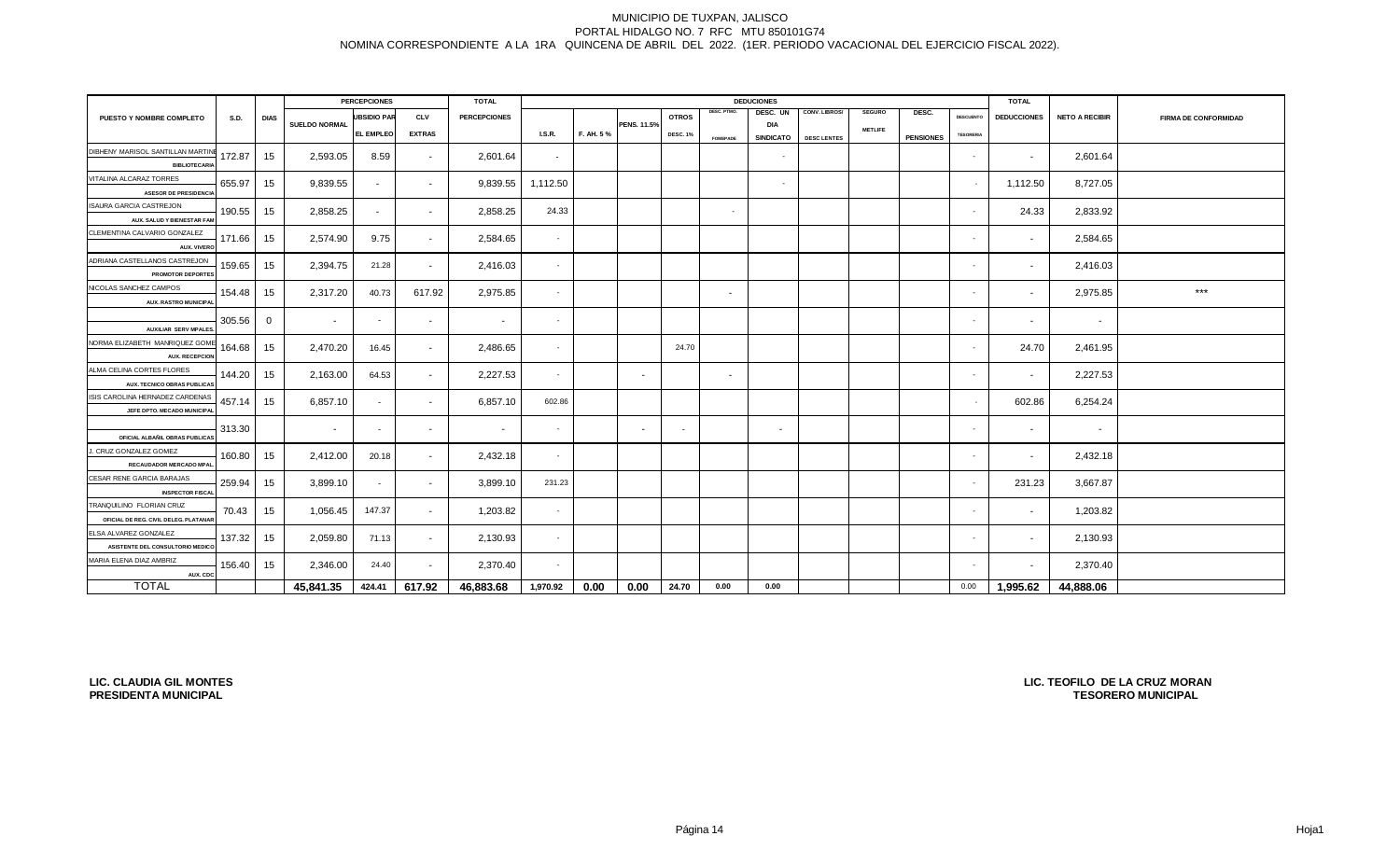MUNICIPIO DE TUXPAN, JALISCO
PORTAL HIDALGO NO. 7 RFC MTU 850101G74
NOMINA CORRESPONDIENTE A LA 1RA QUINCENA DE ABRIL DEL 2022. (1ER. PERIODO VACACIONAL DEL EJERCICIO FISCAL 2022).

| PUESTO Y NOMBRE COMPLETO | S.D. | DIAS | PERCEPCIONES | | | TOTAL | DEDUCIONES | | | | | | | | | | | TOTAL | NETO A RECIBIR | FIRMA DE CONFORMIDAD |
|---|---|---|---|---|---|---|---|---|---|---|---|---|---|---|---|---|---|---|---|---|
| | | | SUELDO NORMAL | SUBSIDIO PAR EL EMPLEO | CLV EXTRAS | PERCEPCIONES | I.S.R. | F. AH. 5 % | PENS. 11.5% | OTROS DESC. 1% | DESC. PTMO. FONDPADE | DESC. UN DIA SINDICATO | CONV. LIBROS/ DESC LENTES | SEGURO METLIFE | DESC. PENSIONES | DESCUENTO TESORERIA | DEDUCCIONES | | |
| DIBHENY MARISOL SANTILLAN MARTINE BIBLIOTECARIA | 172.87 | 15 | 2,593.05 | 8.59 | - | 2,601.64 | - | | | | | - | | | | - | - | 2,601.64 | |
| VITALINA ALCARAZ TORRES ASESOR DE PRESIDENCIA | 655.97 | 15 | 9,839.55 | - | - | 9,839.55 | 1,112.50 | | | | | - | | | | - | 1,112.50 | 8,727.05 | |
| ISAURA GARCIA CASTREJON AUX. SALUD Y BIENESTAR FAM | 190.55 | 15 | 2,858.25 | - | - | 2,858.25 | 24.33 | | | | - | | | | | - | 24.33 | 2,833.92 | |
| CLEMENTINA CALVARIO GONZALEZ AUX. VIVERO | 171.66 | 15 | 2,574.90 | 9.75 | - | 2,584.65 | - | | | | | | | | | - | - | 2,584.65 | |
| ADRIANA CASTELLANOS CASTREJON PROMOTOR DEPORTES | 159.65 | 15 | 2,394.75 | 21.28 | - | 2,416.03 | - | | | | | | | | | - | - | 2,416.03 | |
| NICOLAS SANCHEZ CAMPOS AUX. RASTRO MUNICIPAL | 154.48 | 15 | 2,317.20 | 40.73 | 617.92 | 2,975.85 | - | | | | - | | | | | - | - | 2,975.85 | *** |
| AUXILIAR SERV MPALES. | 305.56 | 0 | - | - | - | - | - | | | | | | | | | - | - | - | |
| NORMA ELIZABETH MANRIQUEZ GOME AUX. RECEPCION | 164.68 | 15 | 2,470.20 | 16.45 | - | 2,486.65 | - | | | 24.70 | | | | | | - | 24.70 | 2,461.95 | |
| ALMA CELINA CORTES FLORES AUX. TECNICO OBRAS PUBLICAS | 144.20 | 15 | 2,163.00 | 64.53 | - | 2,227.53 | - | | - | | - | | | | | - | - | 2,227.53 | |
| ISIS CAROLINA HERNADEZ CARDENAS JEFE DPTO. MECADO MUNICIPAL | 457.14 | 15 | 6,857.10 | - | - | 6,857.10 | 602.86 | | | | | | | | | - | 602.86 | 6,254.24 | |
| OFICIAL ALBAÑIL OBRAS PUBLICAS | 313.30 | | - | - | - | - | - | | - | - | | - | | | | - | - | - | |
| J. CRUZ GONZALEZ GOMEZ RECAUDADOR MERCADO MPAL. | 160.80 | 15 | 2,412.00 | 20.18 | - | 2,432.18 | - | | | | | | | | | - | - | 2,432.18 | |
| CESAR RENE GARCIA BARAJAS INSPECTOR FISCAL | 259.94 | 15 | 3,899.10 | - | - | 3,899.10 | 231.23 | | | | | | | | | - | 231.23 | 3,667.87 | |
| TRANQUILINO FLORIAN CRUZ OFICIAL DE REG. CIVIL DELEG. PLATANAR | 70.43 | 15 | 1,056.45 | 147.37 | - | 1,203.82 | - | | | | | | | | | - | - | 1,203.82 | |
| ELSA ALVAREZ GONZALEZ ASISTENTE DEL CONSULTORIO MEDICO | 137.32 | 15 | 2,059.80 | 71.13 | - | 2,130.93 | - | | | | | | | | | - | - | 2,130.93 | |
| MARIA ELENA DIAZ AMBRIZ AUX. CDC | 156.40 | 15 | 2,346.00 | 24.40 | - | 2,370.40 | - | | | | | | | | | - | - | 2,370.40 | |
| TOTAL | | | 45,841.35 | 424.41 | 617.92 | 46,883.68 | 1,970.92 | 0.00 | 0.00 | 24.70 | 0.00 | 0.00 | | | | 0.00 | 1,995.62 | 44,888.06 | |

**LIC. CLAUDIA GIL MONTES**
**PRESIDENTA MUNICIPAL**

**LIC. TEOFILO DE LA CRUZ MORAN**
**TESORERO MUNICIPAL**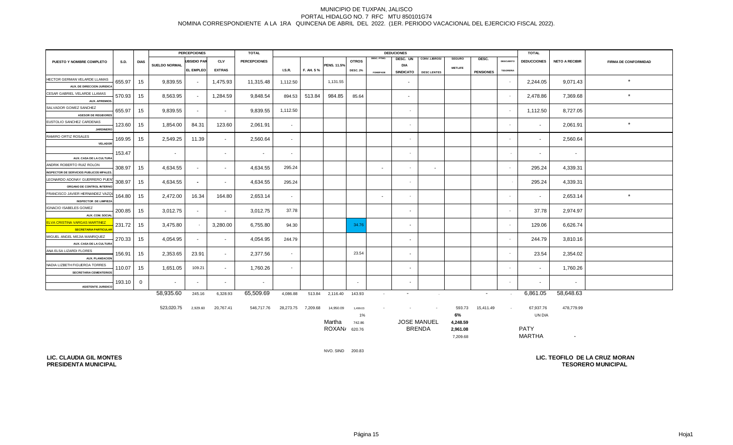MUNICIPIO DE TUXPAN, JALISCO
PORTAL HIDALGO NO. 7 RFC MTU 850101G74
NOMINA CORRESPONDIENTE A LA 1RA QUINCENA DE ABRIL DEL 2022. (1ER. PERIODO VACACIONAL DEL EJERCICIO FISCAL 2022).

| PUESTO Y NOMBRE COMPLETO | S.D. | DIAS | PERCEPCIONES SUELDO NORMAL | SUBSIDIO PAR EL EMPLEO | CLV EXTRAS | TOTAL PERCEPCIONES | I.S.R. | F. AH. 5 % | PENS. 11.5% | OTROS DESC. 2% | DESC. PTMO. FOMEPADE | DESC. UN DIA SINDICATO | CONV. LIBROS/ DESC LENTES | SEGURO METLIFE | DESC. PENSIONES | DESCUENTO TESORERIA | TOTAL DEDUCCIONES | NETO A RECIBIR | FIRMA DE CONFORMIDAD |
|---|---|---|---|---|---|---|---|---|---|---|---|---|---|---|---|---|---|---|---|
| HECTOR GERMAN VELARDE LLAMAS AUX. DE DIRECCION JURIDICA | 655.97 | 15 | 9,839.55 | - | 1,475.93 | 11,315.48 | 1,112.50 | | 1,131.55 | | | - | | | | - | 2,244.05 | 9,071.43 | * |
| CESAR GABRIEL VELARDE LLAMAS AUX. APREMIOS. | 570.93 | 15 | 8,563.95 | - | 1,284.59 | 9,848.54 | 894.53 | 513.84 | 984.85 | 85.64 | | - | | | | - | 2,478.86 | 7,369.68 | * |
| SALVADOR GOMEZ SANCHEZ ASESOR DE REGIDORES | 655.97 | 15 | 9,839.55 | - | - | 9,839.55 | 1,112.50 | | | | | - | | | | - | 1,112.50 | 8,727.05 | |
| EUSTOLIO SANCHEZ CARDENAS JARDINERO | 123.60 | 15 | 1,854.00 | 84.31 | 123.60 | 2,061.91 | - | | | | | - | | | | - | - | 2,061.91 | * |
| RAMIRO ORTIZ ROSALES VELADOR | 169.95 | 15 | 2,549.25 | 11.39 | - | 2,560.64 | - | | | | | - | | | | - | - | 2,560.64 | |
| AUX. CASA DE LA CULTURA | 153.47 | | - | | - | - | - | | | | | - | | | | - | - | - | |
| ANDRIK ROBERTO RUIZ ROLON INSPECTOR DE SERVICIOS PUBLICOS MPALES. | 308.97 | 15 | 4,634.55 | - | - | 4,634.55 | 295.24 | | | | - | - | - | | | - | 295.24 | 4,339.31 | |
| LEONARDO ADONAY GUERRERO PUENT ORGANO DE CONTROL INTERNO | 308.97 | 15 | 4,634.55 | - | - | 4,634.55 | 295.24 | | | | | - | | | | - | 295.24 | 4,339.31 | |
| FRANCISCO JAVIER HERNANDEZ VAZQU INSPECTOR DE LIMPIEZA | 164.80 | 15 | 2,472.00 | 16.34 | 164.80 | 2,653.14 | - | | | | - | - | | | | - | - | 2,653.14 | * |
| IGNACIO ISABELES GOMEZ AUX. COM. SOCIAL | 200.85 | 15 | 3,012.75 | - | - | 3,012.75 | 37.78 | | | | | - | | | | - | 37.78 | 2,974.97 | |
| ELVA CRISTINA VARGAS MARTINEZ SECRETARIA PARTICULAR | 231.72 | 15 | 3,475.80 | - | 3,280.00 | 6,755.80 | 94.30 | | | 34.76 | | - | | | | - | 129.06 | 6,626.74 | |
| MIGUEL ANGEL MEJIA MANRIQUEZ AUX. CASA DE LA CULTURA | 270.33 | 15 | 4,054.95 | - | - | 4,054.95 | 244.79 | | | | | - | | | | - | 244.79 | 3,810.16 | |
| ANA ELSA LIZARDI FLORES AUX. PLANEACION | 156.91 | 15 | 2,353.65 | 23.91 | - | 2,377.56 | - | | | 23.54 | | - | | | | - | 23.54 | 2,354.02 | |
| NADIA LIZBETH FIGUEROA TORRES SECRETARIA CEMENTERIOS | 110.07 | 15 | 1,651.05 | 109.21 | - | 1,760.26 | - | | | | | - | | | | - | - | 1,760.26 | |
| ASISTENTE JURIDICO | 193.10 | 0 | - | - | - | - | | | | - | | - | | | | - | - | - | |
| | | | 58,935.60 | 245.16 | 6,328.93 | 65,509.69 | 4,086.88 | 513.84 | 2,116.40 | 143.93 | - | - | - | | - | - | 6,861.05 | 58,648.63 | |
| | | | 523,020.75 | 2,929.60 | 20,767.41 | 546,717.76 | 28,273.75 | 7,209.68 | 14,950.09 | 1,499.03 | - | - | - | 593.73 | 15,411.49 | - | 67,937.76 | 478,779.99 | |

1% | 6% | UN DIA

Martha 742.86 — JOSE MANUEL 4,248.59

ROXANA 620.76 — BRENDA 2,961.08 — PATY

7,209.68 — MARTHA -

NVO. SIND 200.83

**LIC. CLAUDIA GIL MONTES**
**PRESIDENTA MUNICIPAL**

**LIC. TEOFILO DE LA CRUZ MORAN**
**TESORERO MUNICIPAL**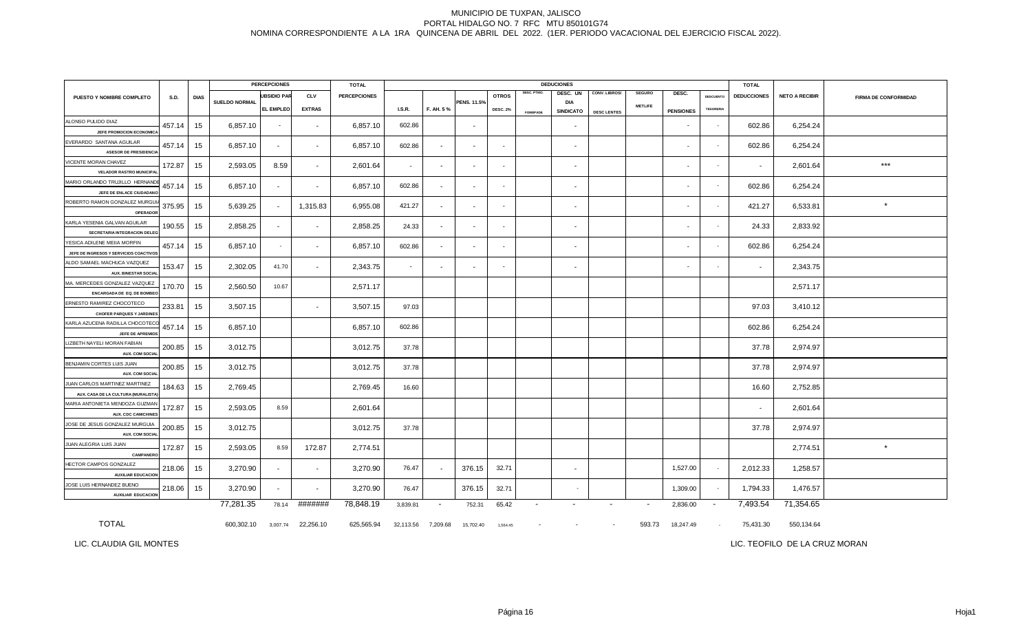# MUNICIPIO DE TUXPAN, JALISCO

PORTAL HIDALGO NO. 7 RFC MTU 850101G74

NOMINA CORRESPONDIENTE A LA 1RA QUINCENA DE ABRIL DEL 2022. (1ER. PERIODO VACACIONAL DEL EJERCICIO FISCAL 2022).

| PUESTO Y NOMBRE COMPLETO | S.D. | DIAS | PERCEPCIONES | | | TOTAL | DEDUCIONES | | | | | | | | | | | TOTAL | NETO A RECIBIR | FIRMA DE CONFORMIDAD |
|---|---|---|---|---|---|---|---|---|---|---|---|---|---|---|---|---|---|---|---|---|
| | | | SUELDO NORMAL | SUBSIDIO PARA EL EMPLEO | CLV EXTRAS | PERCEPCIONES | I.S.R. | F. AH. 5 % | PENS. 11.5% | OTROS DESC. 2% | DESC. PTMO. FONDPADE | DESC. UN DIA SINDICATO | CONV. LIBROS/ DESC LENTES | SEGURO METLIFE | DESC. PENSIONES | DESCUENTO TESORERIA | DEDUCCIONES | | |
| ALONSO PULIDO DIAZ<br>JEFE PROMOCION ECONOMICA | 457.14 | 15 | 6,857.10 | - | - | 6,857.10 | 602.86 | | - | | | - | | | - | - | 602.86 | 6,254.24 | |
| EVERARDO SANTANA AGUILAR<br>ASESOR DE PRESIDENCIA | 457.14 | 15 | 6,857.10 | - | - | 6,857.10 | 602.86 | - | - | - | | - | | | - | - | 602.86 | 6,254.24 | |
| VICENTE MORAN CHAVEZ<br>VELADOR RASTRO MUNICIPAL | 172.87 | 15 | 2,593.05 | 8.59 | - | 2,601.64 | - | - | - | - | | - | | | - | - | - | 2,601.64 | *** |
| MARIO ORLANDO TRUJILLO HERNANDE<br>JEFE DE ENLACE CIUDADANO | 457.14 | 15 | 6,857.10 | - | - | 6,857.10 | 602.86 | - | - | - | | - | | | - | - | 602.86 | 6,254.24 | |
| ROBERTO RAMON GONZALEZ MURGUI<br>OPERADOR | 375.95 | 15 | 5,639.25 | - | 1,315.83 | 6,955.08 | 421.27 | - | - | - | | - | | | - | - | 421.27 | 6,533.81 | * |
| KARLA YESENIA GALVAN AGUILAR<br>SECRETARIA INTEGRACION DELEG | 190.55 | 15 | 2,858.25 | - | - | 2,858.25 | 24.33 | - | - | - | | - | | | - | - | 24.33 | 2,833.92 | |
| YESICA ADILENE MEIIA MORFIN<br>JEFE DE INGRESOS Y SERVICIOS COACTIVOS | 457.14 | 15 | 6,857.10 | - | - | 6,857.10 | 602.86 | - | - | - | | - | | | - | - | 602.86 | 6,254.24 | |
| ALDO SAMAEL MACHUCA VAZQUEZ<br>AUX. BINESTAR SOCIAL | 153.47 | 15 | 2,302.05 | 41.70 | - | 2,343.75 | - | - | - | - | | - | | | - | - | - | 2,343.75 | |
| MA. MERCEDES GONZALEZ VAZQUEZ<br>ENCARGADA DE EQ. DE BOMBEO | 170.70 | 15 | 2,560.50 | 10.67 | | 2,571.17 | | | | | | | | | | | | 2,571.17 | |
| ERNESTO RAMIREZ CHOCOTECO<br>CHOFER PARQUES Y JARDINES | 233.81 | 15 | 3,507.15 | | - | 3,507.15 | 97.03 | | | | | | | | | | 97.03 | 3,410.12 | |
| KARLA AZUCENA RADILLA CHOCOTECO<br>JEFE DE APREMIOS | 457.14 | 15 | 6,857.10 | | | 6,857.10 | 602.86 | | | | | | | | | | 602.86 | 6,254.24 | |
| LIZBETH NAYELI MORAN FABIAN<br>AUX. COM SOCIAL | 200.85 | 15 | 3,012.75 | | | 3,012.75 | 37.78 | | | | | | | | | | 37.78 | 2,974.97 | |
| BENJAMIN CORTES LUIS JUAN<br>AUX. COM SOCIAL | 200.85 | 15 | 3,012.75 | | | 3,012.75 | 37.78 | | | | | | | | | | 37.78 | 2,974.97 | |
| JUAN CARLOS MARTINEZ MARTINEZ<br>AUX. CASA DE LA CULTURA (MURALISTA) | 184.63 | 15 | 2,769.45 | | | 2,769.45 | 16.60 | | | | | | | | | | 16.60 | 2,752.85 | |
| MARIA ANTONIETA MENDOZA GUZMAN<br>AUX. CDC CAMICHINES | 172.87 | 15 | 2,593.05 | 8.59 | | 2,601.64 | | | | | | | | | | | - | 2,601.64 | |
| JOSE DE JESUS GONZALEZ MURGUIA<br>AUX. COM SOCIAL | 200.85 | 15 | 3,012.75 | | | 3,012.75 | 37.78 | | | | | | | | | | 37.78 | 2,974.97 | |
| JUAN ALEGRIA LUIS JUAN<br>CAMPANERO | 172.87 | 15 | 2,593.05 | 8.59 | 172.87 | 2,774.51 | | | | | | | | | | | | 2,774.51 | * |
| HECTOR CAMPOS GONZALEZ<br>AUXILIAR EDUCACION | 218.06 | 15 | 3,270.90 | - | - | 3,270.90 | 76.47 | - | 376.15 | 32.71 | | - | | | 1,527.00 | - | 2,012.33 | 1,258.57 | |
| JOSE LUIS HERNANDEZ BUENO<br>AUXILIAR EDUCACION | 218.06 | 15 | 3,270.90 | - | - | 3,270.90 | 76.47 | | 376.15 | 32.71 | | - | | | 1,309.00 | - | 1,794.33 | 1,476.57 | |
| | | | 77,281.35 | 78.14 | ####### | 78,848.19 | 3,839.81 | - | 752.31 | 65.42 | - | - | - | - | 2,836.00 | - | 7,493.54 | 71,354.65 | |
| TOTAL | | | 600,302.10 | 3,007.74 | 22,256.10 | 625,565.94 | 32,113.56 | 7,209.68 | 15,702.40 | 1,564.45 | - | - | - | 593.73 | 18,247.49 | - | 75,431.30 | 550,134.64 | |

LIC. CLAUDIA GIL MONTES

LIC. TEOFILO DE LA CRUZ MORAN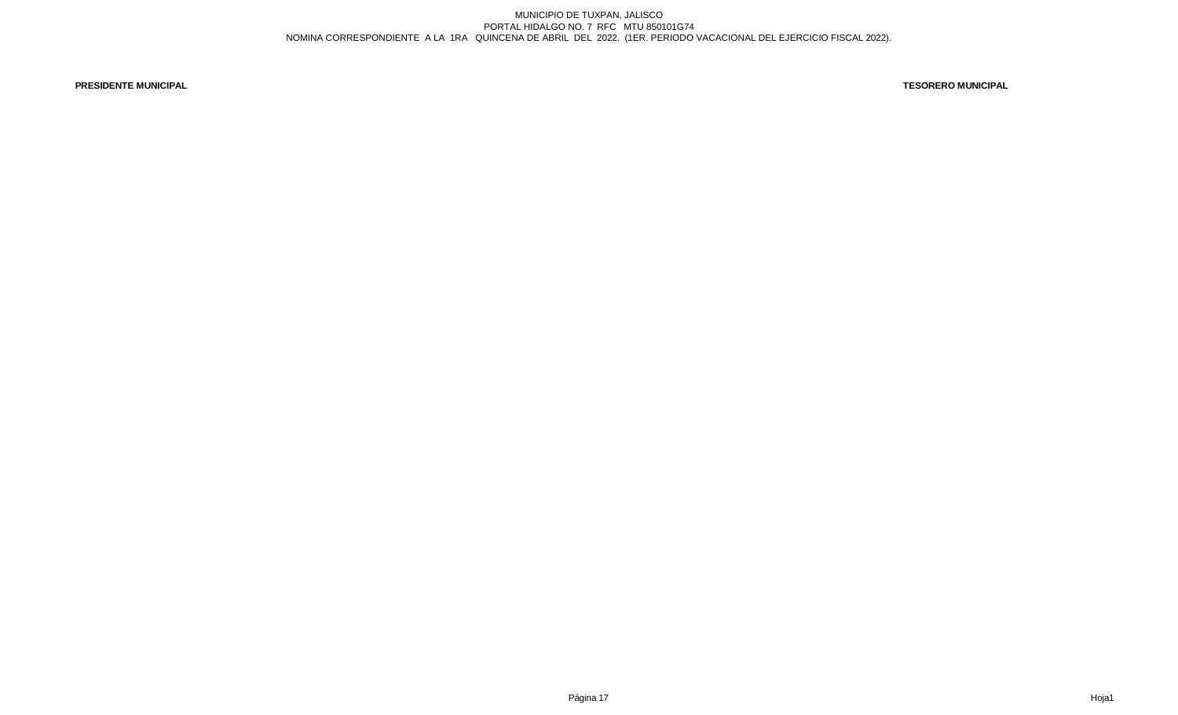**PRESIDENTE MUNICIPAL**

**TESORERO MUNICIPAL**